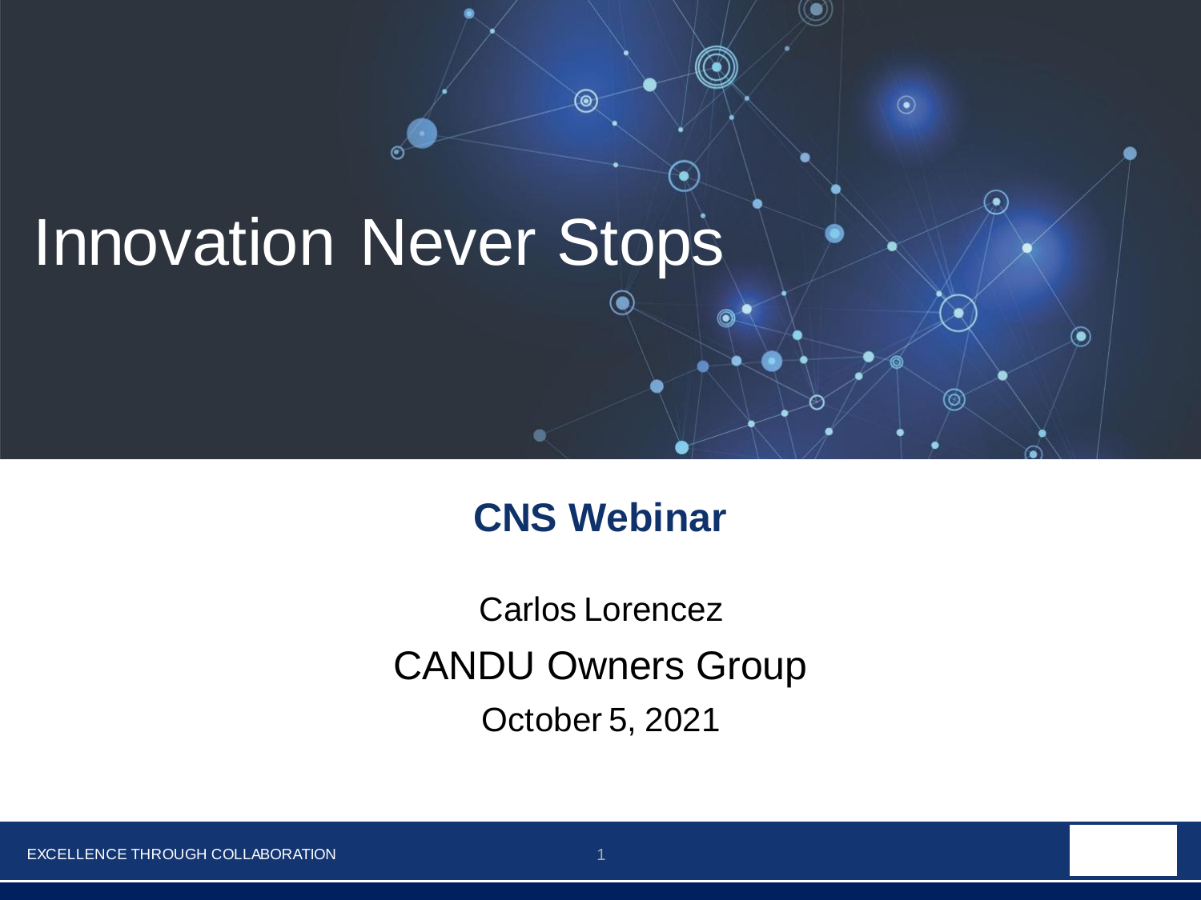# Innovation Never Stops

## CNS Webinar

Carlos Lorencez

CANDU Owners Group

October 5, 2021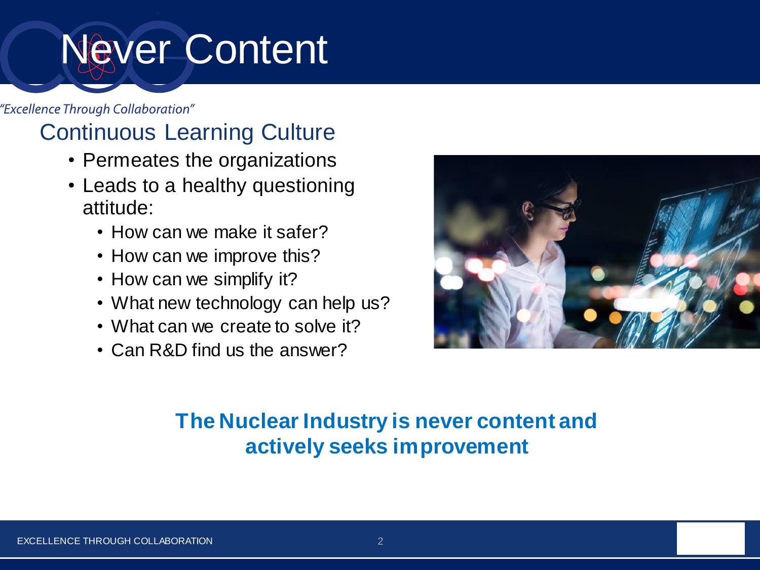# Never Content

*"Excellence Through Collaboration"*

## Continuous Learning Culture

- Permeates the organizations
- Leads to a healthy questioning attitude:
  - How can we make it safer?
  - How can we improve this?
  - How can we simplify it?
  - What new technology can help us?
  - What can we create to solve it?
  - Can R&D find us the answer?

**The Nuclear Industry is never content and actively seeks improvement**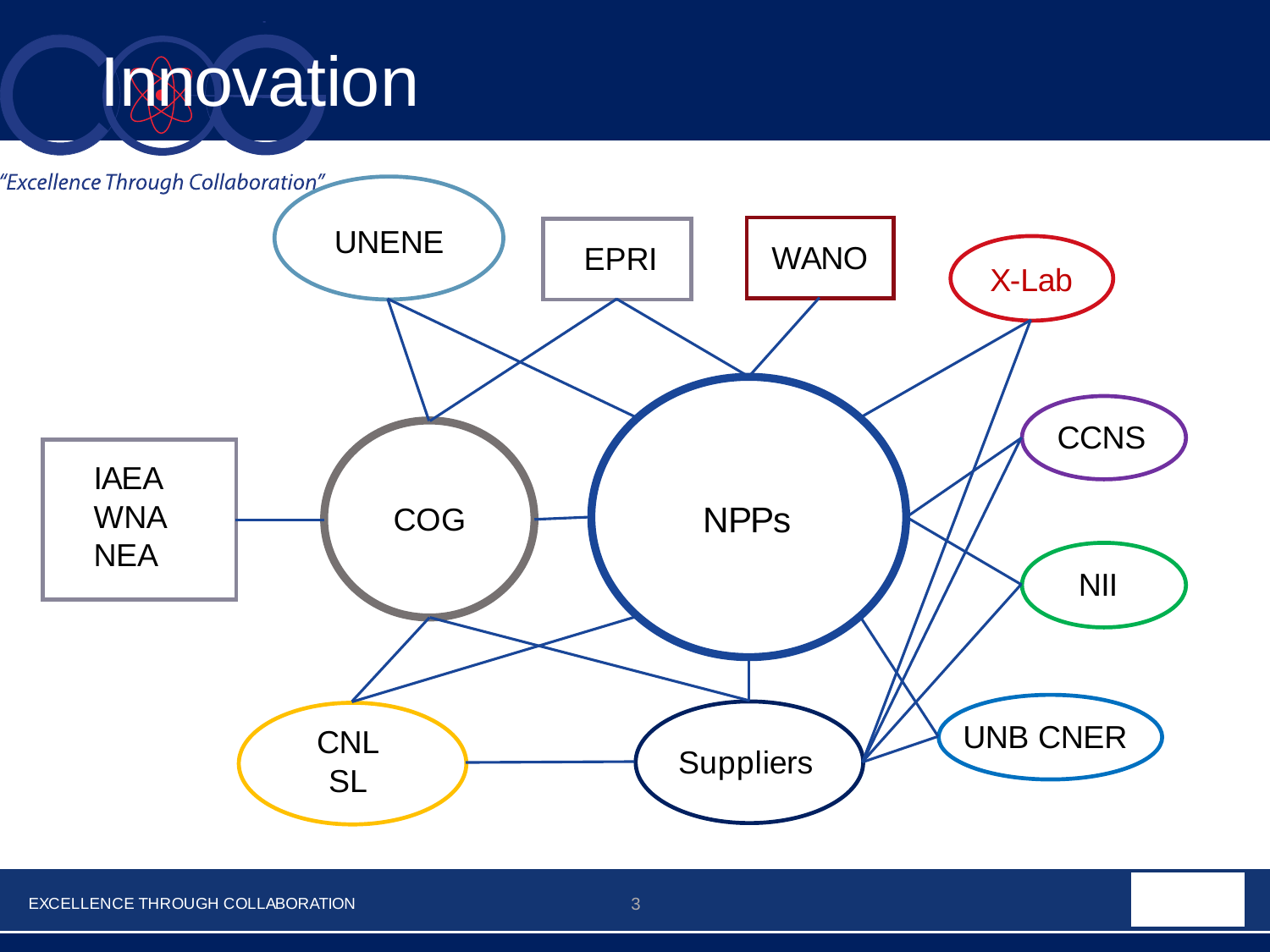# Innovation

*"Excellence Through Collaboration"*

UNENE

EPRI

WANO

X-Lab

IAEA
WNA
NEA

COG

NPPs

CCNS

NII

CNL
SL

Suppliers

UNB CNER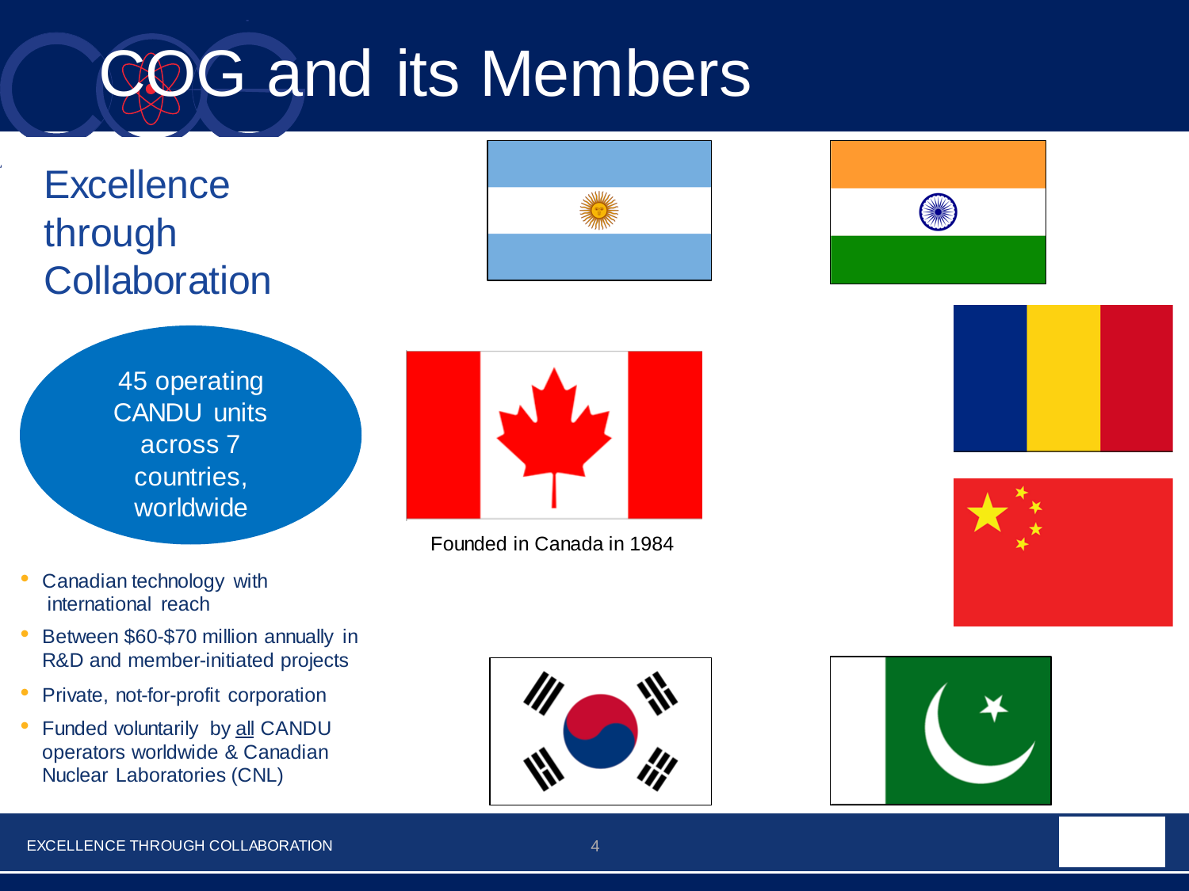# COG and its Members

## Excellence through Collaboration

45 operating CANDU units across 7 countries, worldwide

Founded in Canada in 1984

- Canadian technology with international reach
- Between $60-$70 million annually in R&D and member-initiated projects
- Private, not-for-profit corporation
- Funded voluntarily by <u>all</u> CANDU operators worldwide & Canadian Nuclear Laboratories (CNL)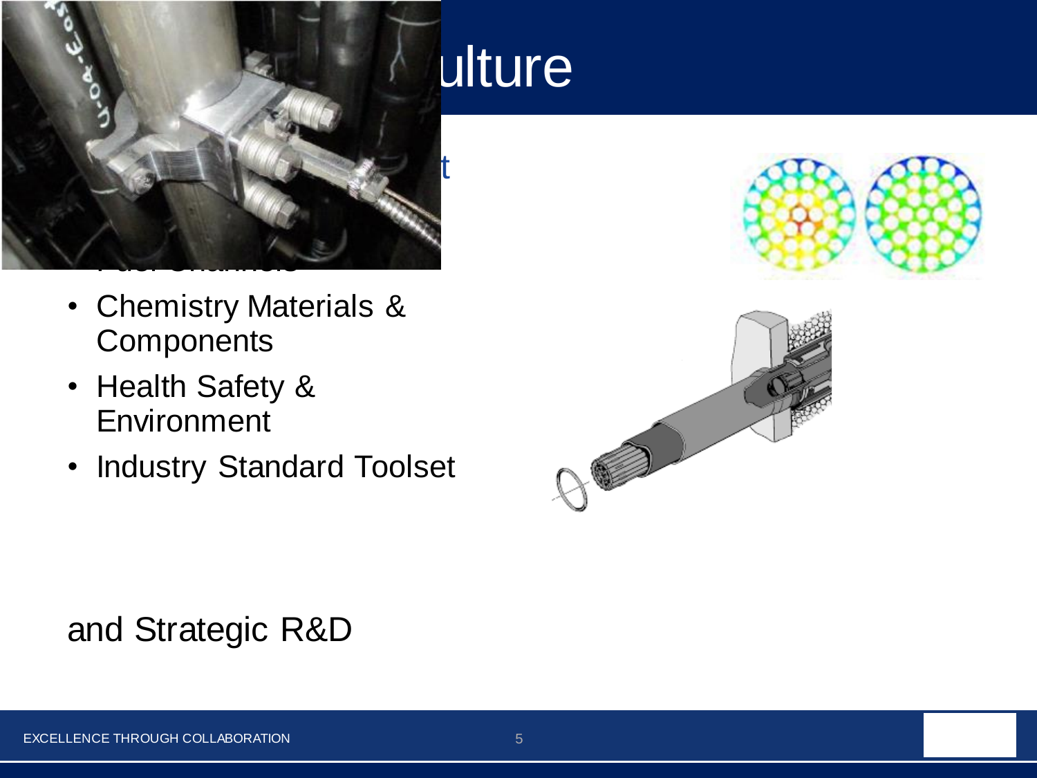# ulture

t

- Chemistry Materials & Components
- Health Safety & Environment
- Industry Standard Toolset

and Strategic R&D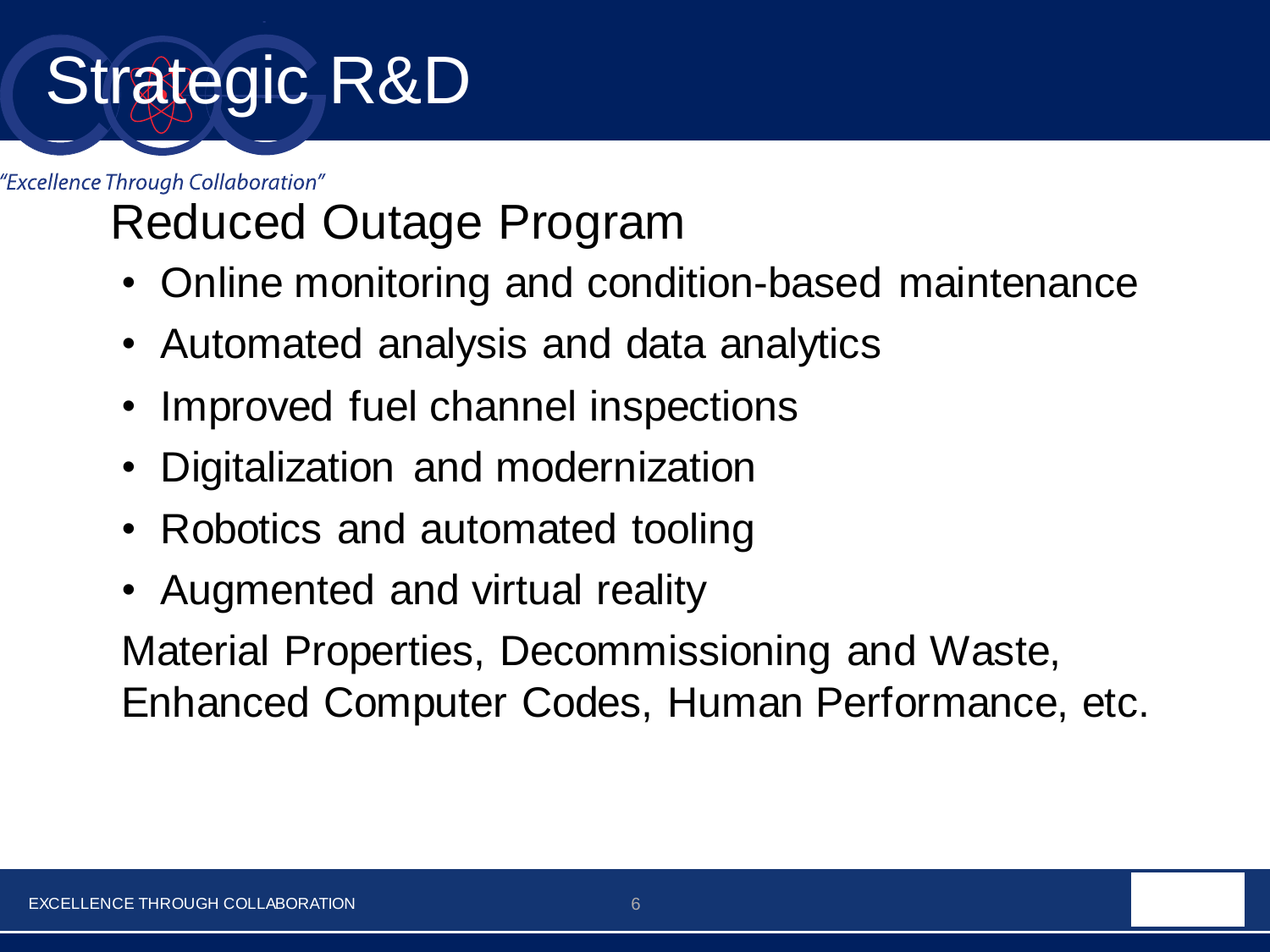# Strategic R&D

*"Excellence Through Collaboration"*

## Reduced Outage Program

- Online monitoring and condition-based maintenance
- Automated analysis and data analytics
- Improved fuel channel inspections
- Digitalization and modernization
- Robotics and automated tooling
- Augmented and virtual reality

Material Properties, Decommissioning and Waste, Enhanced Computer Codes, Human Performance, etc.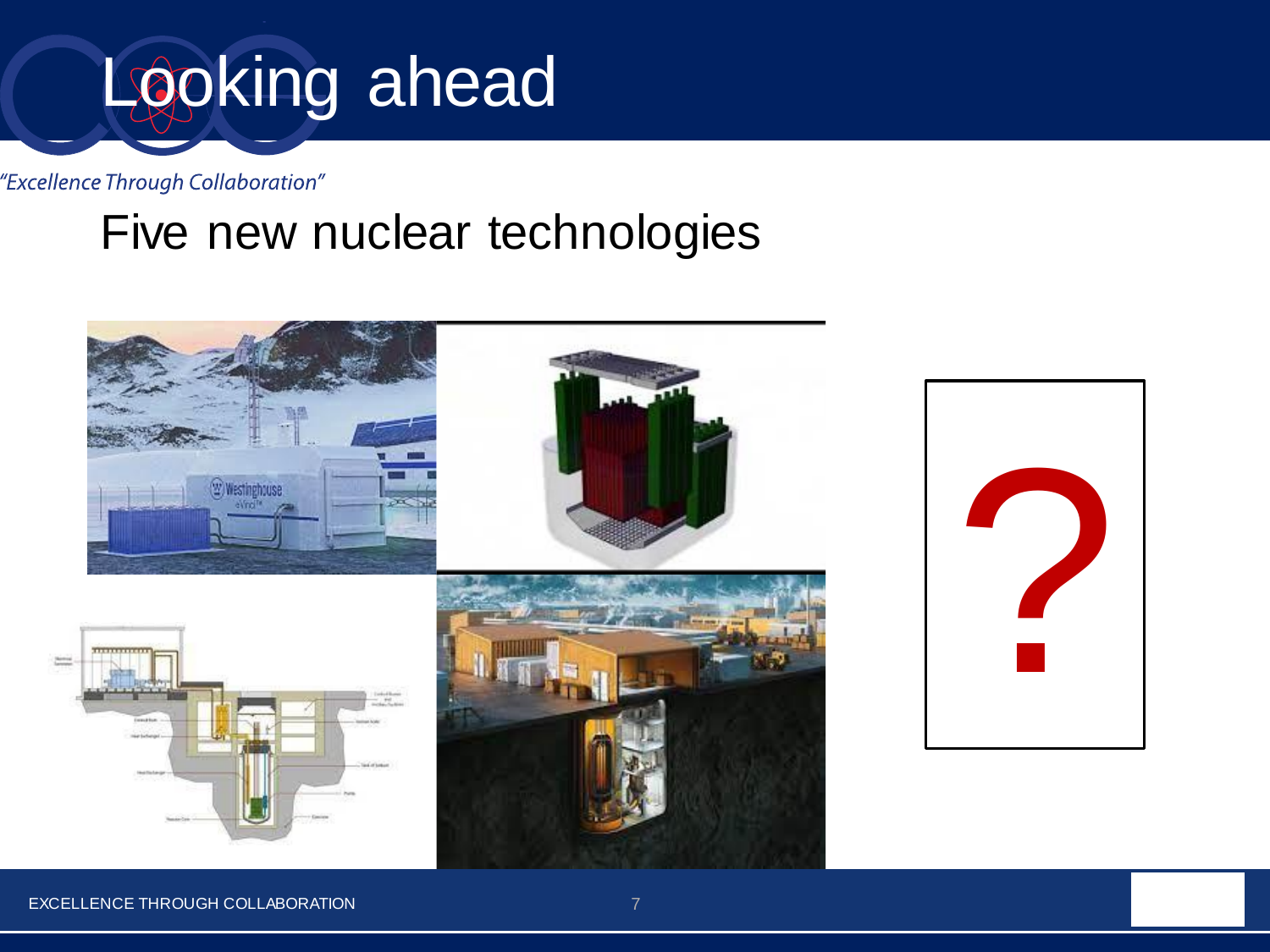# Looking ahead

*"Excellence Through Collaboration"*

## Five new nuclear technologies

?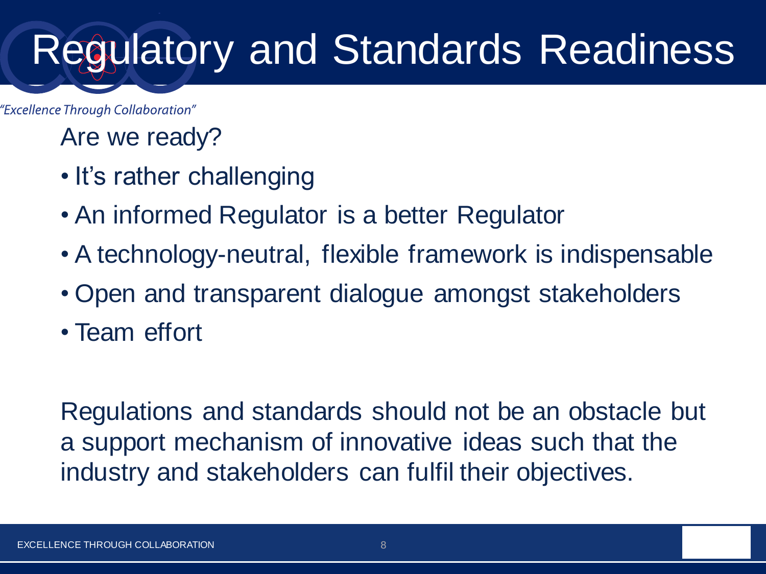# Regulatory and Standards Readiness

*"Excellence Through Collaboration"*

Are we ready?

- It's rather challenging
- An informed Regulator is a better Regulator
- A technology-neutral, flexible framework is indispensable
- Open and transparent dialogue amongst stakeholders
- Team effort

Regulations and standards should not be an obstacle but a support mechanism of innovative ideas such that the industry and stakeholders can fulfil their objectives.